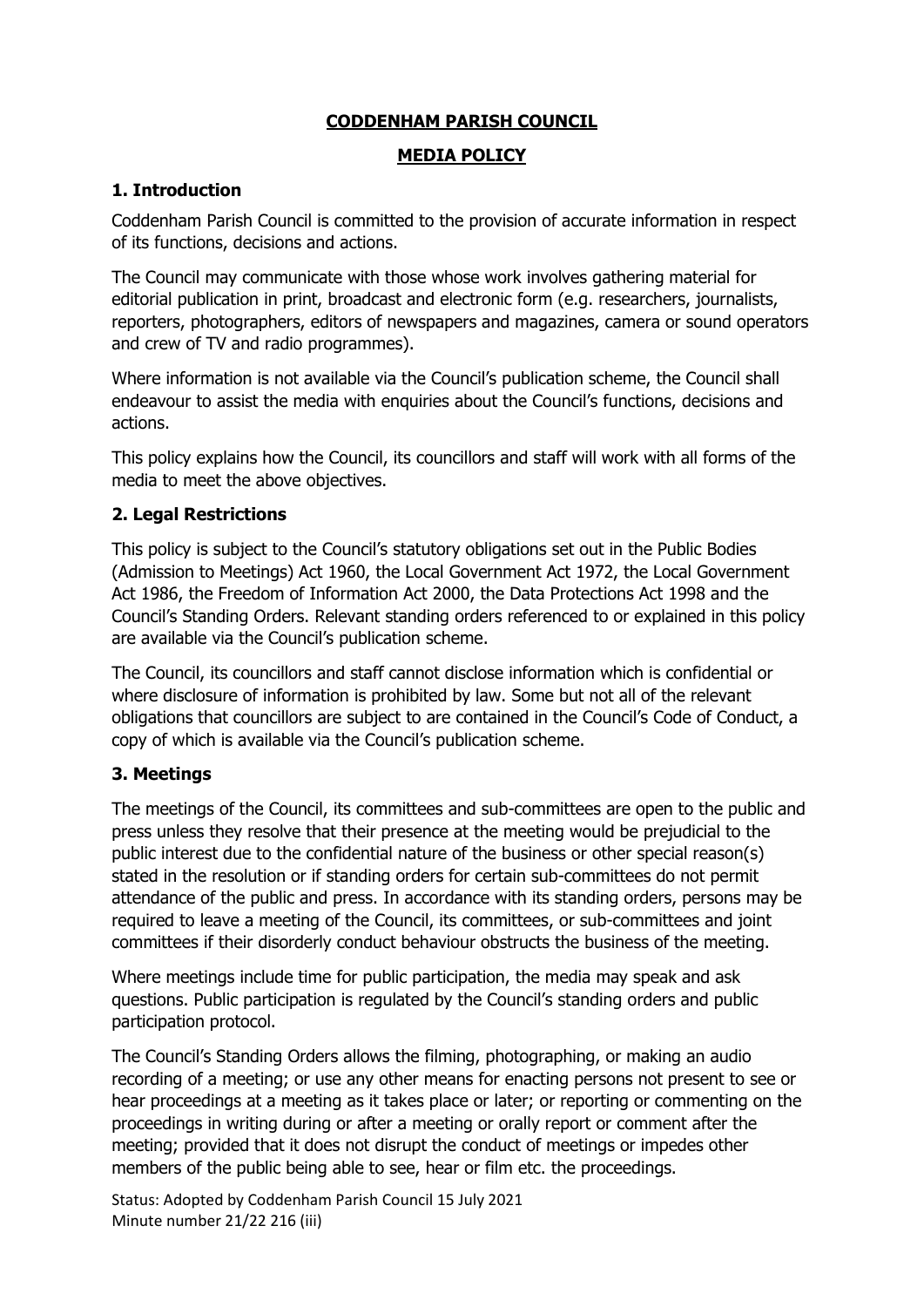**CODDENHAM PARISH COUNCIL**

**MEDIA POLICY**

## 1. Introduction

Coddenham Parish Council is committed to the provision of accurate information in respect of its functions, decisions and actions.

The Council may communicate with those whose work involves gathering material for editorial publication in print, broadcast and electronic form (e.g. researchers, journalists, reporters, photographers, editors of newspapers and magazines, camera or sound operators and crew of TV and radio programmes).

Where information is not available via the Council's publication scheme, the Council shall endeavour to assist the media with enquiries about the Council's functions, decisions and actions.

This policy explains how the Council, its councillors and staff will work with all forms of the media to meet the above objectives.

## 2. Legal Restrictions

This policy is subject to the Council's statutory obligations set out in the Public Bodies (Admission to Meetings) Act 1960, the Local Government Act 1972, the Local Government Act 1986, the Freedom of Information Act 2000, the Data Protections Act 1998 and the Council's Standing Orders. Relevant standing orders referenced to or explained in this policy are available via the Council's publication scheme.

The Council, its councillors and staff cannot disclose information which is confidential or where disclosure of information is prohibited by law. Some but not all of the relevant obligations that councillors are subject to are contained in the Council's Code of Conduct, a copy of which is available via the Council's publication scheme.

## 3. Meetings

The meetings of the Council, its committees and sub-committees are open to the public and press unless they resolve that their presence at the meeting would be prejudicial to the public interest due to the confidential nature of the business or other special reason(s) stated in the resolution or if standing orders for certain sub-committees do not permit attendance of the public and press. In accordance with its standing orders, persons may be required to leave a meeting of the Council, its committees, or sub-committees and joint committees if their disorderly conduct behaviour obstructs the business of the meeting.

Where meetings include time for public participation, the media may speak and ask questions. Public participation is regulated by the Council's standing orders and public participation protocol.

The Council's Standing Orders allows the filming, photographing, or making an audio recording of a meeting; or use any other means for enacting persons not present to see or hear proceedings at a meeting as it takes place or later; or reporting or commenting on the proceedings in writing during or after a meeting or orally report or comment after the meeting; provided that it does not disrupt the conduct of meetings or impedes other members of the public being able to see, hear or film etc. the proceedings.

Status: Adopted by Coddenham Parish Council 15 July 2021
Minute number 21/22 216 (iii)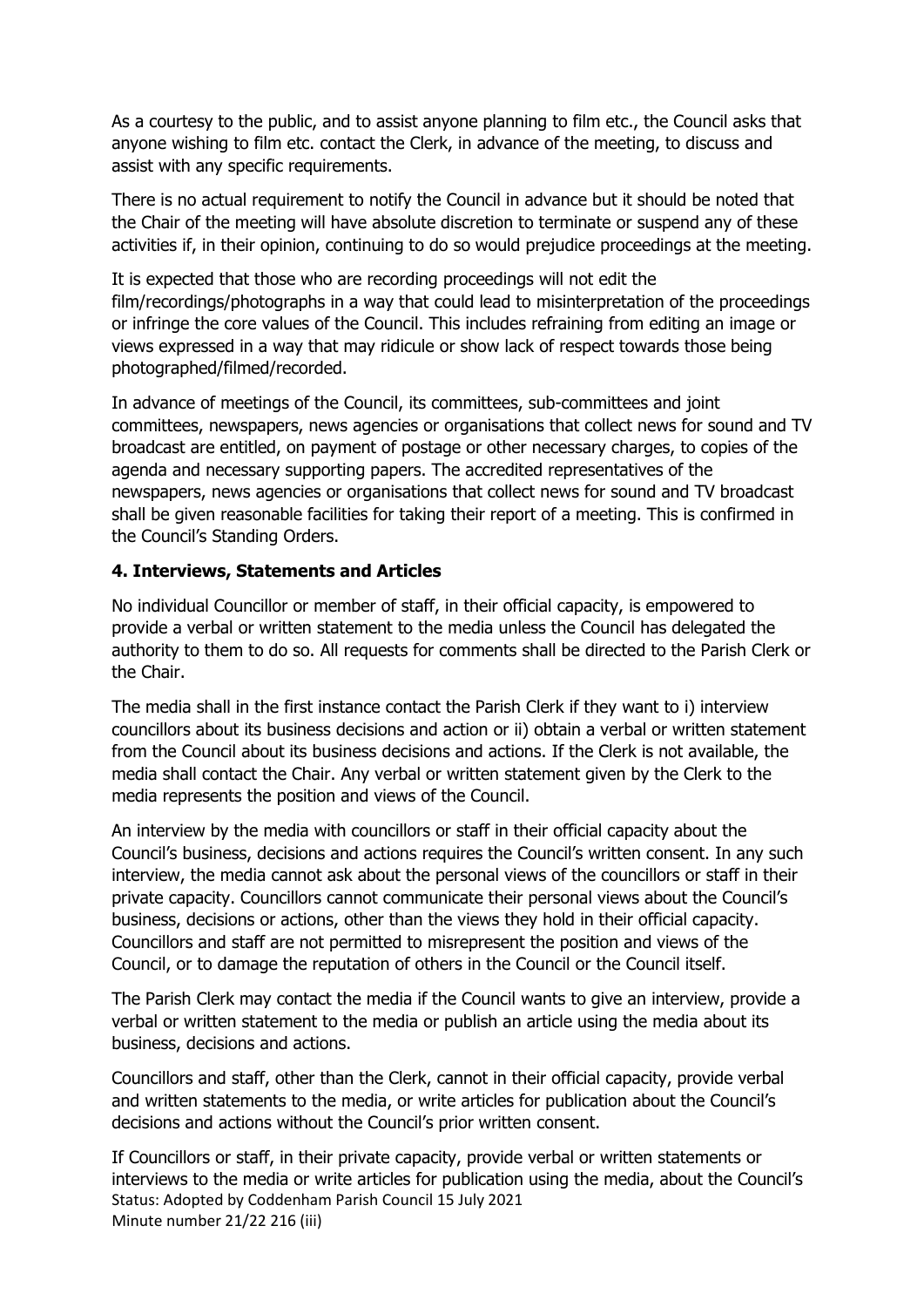As a courtesy to the public, and to assist anyone planning to film etc., the Council asks that anyone wishing to film etc. contact the Clerk, in advance of the meeting, to discuss and assist with any specific requirements.

There is no actual requirement to notify the Council in advance but it should be noted that the Chair of the meeting will have absolute discretion to terminate or suspend any of these activities if, in their opinion, continuing to do so would prejudice proceedings at the meeting.

It is expected that those who are recording proceedings will not edit the film/recordings/photographs in a way that could lead to misinterpretation of the proceedings or infringe the core values of the Council. This includes refraining from editing an image or views expressed in a way that may ridicule or show lack of respect towards those being photographed/filmed/recorded.

In advance of meetings of the Council, its committees, sub-committees and joint committees, newspapers, news agencies or organisations that collect news for sound and TV broadcast are entitled, on payment of postage or other necessary charges, to copies of the agenda and necessary supporting papers. The accredited representatives of the newspapers, news agencies or organisations that collect news for sound and TV broadcast shall be given reasonable facilities for taking their report of a meeting. This is confirmed in the Council's Standing Orders.

## 4. Interviews, Statements and Articles

No individual Councillor or member of staff, in their official capacity, is empowered to provide a verbal or written statement to the media unless the Council has delegated the authority to them to do so. All requests for comments shall be directed to the Parish Clerk or the Chair.

The media shall in the first instance contact the Parish Clerk if they want to i) interview councillors about its business decisions and action or ii) obtain a verbal or written statement from the Council about its business decisions and actions. If the Clerk is not available, the media shall contact the Chair. Any verbal or written statement given by the Clerk to the media represents the position and views of the Council.

An interview by the media with councillors or staff in their official capacity about the Council's business, decisions and actions requires the Council's written consent. In any such interview, the media cannot ask about the personal views of the councillors or staff in their private capacity. Councillors cannot communicate their personal views about the Council's business, decisions or actions, other than the views they hold in their official capacity. Councillors and staff are not permitted to misrepresent the position and views of the Council, or to damage the reputation of others in the Council or the Council itself.

The Parish Clerk may contact the media if the Council wants to give an interview, provide a verbal or written statement to the media or publish an article using the media about its business, decisions and actions.

Councillors and staff, other than the Clerk, cannot in their official capacity, provide verbal and written statements to the media, or write articles for publication about the Council's decisions and actions without the Council's prior written consent.

If Councillors or staff, in their private capacity, provide verbal or written statements or interviews to the media or write articles for publication using the media, about the Council's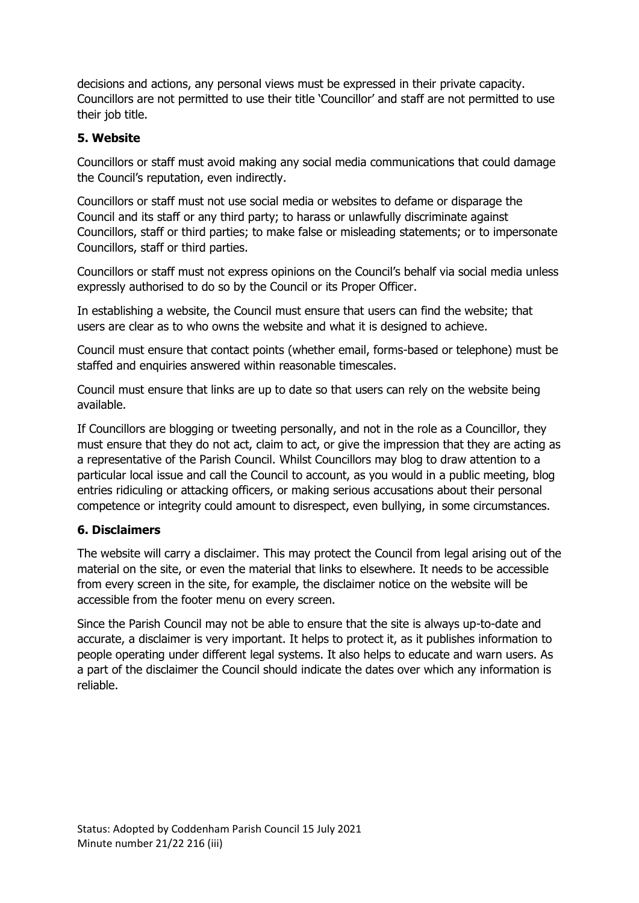decisions and actions, any personal views must be expressed in their private capacity. Councillors are not permitted to use their title 'Councillor' and staff are not permitted to use their job title.

## 5. Website

Councillors or staff must avoid making any social media communications that could damage the Council's reputation, even indirectly.

Councillors or staff must not use social media or websites to defame or disparage the Council and its staff or any third party; to harass or unlawfully discriminate against Councillors, staff or third parties; to make false or misleading statements; or to impersonate Councillors, staff or third parties.

Councillors or staff must not express opinions on the Council's behalf via social media unless expressly authorised to do so by the Council or its Proper Officer.

In establishing a website, the Council must ensure that users can find the website; that users are clear as to who owns the website and what it is designed to achieve.

Council must ensure that contact points (whether email, forms-based or telephone) must be staffed and enquiries answered within reasonable timescales.

Council must ensure that links are up to date so that users can rely on the website being available.

If Councillors are blogging or tweeting personally, and not in the role as a Councillor, they must ensure that they do not act, claim to act, or give the impression that they are acting as a representative of the Parish Council. Whilst Councillors may blog to draw attention to a particular local issue and call the Council to account, as you would in a public meeting, blog entries ridiculing or attacking officers, or making serious accusations about their personal competence or integrity could amount to disrespect, even bullying, in some circumstances.

## 6. Disclaimers

The website will carry a disclaimer. This may protect the Council from legal arising out of the material on the site, or even the material that links to elsewhere. It needs to be accessible from every screen in the site, for example, the disclaimer notice on the website will be accessible from the footer menu on every screen.

Since the Parish Council may not be able to ensure that the site is always up-to-date and accurate, a disclaimer is very important. It helps to protect it, as it publishes information to people operating under different legal systems. It also helps to educate and warn users. As a part of the disclaimer the Council should indicate the dates over which any information is reliable.

Status: Adopted by Coddenham Parish Council 15 July 2021
Minute number 21/22 216 (iii)